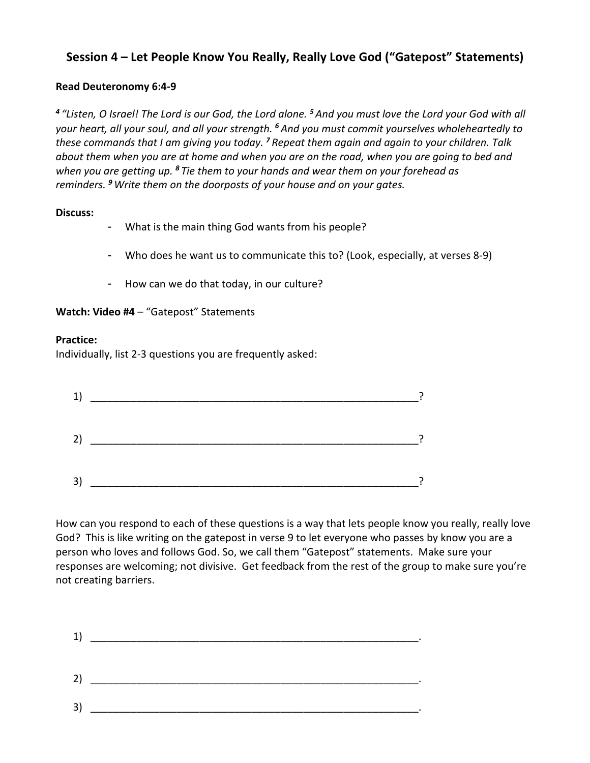## Session 4 – Let People Know You Really, Really Love God ("Gatepost" Statements)

**Read Deuteronomy 6:4-9**

*4 "Listen, O Israel! The Lord is our God, the Lord alone. 5 And you must love the Lord your God with all your heart, all your soul, and all your strength. 6 And you must commit yourselves wholeheartedly to these commands that I am giving you today. 7 Repeat them again and again to your children. Talk about them when you are at home and when you are on the road, when you are going to bed and when you are getting up. 8 Tie them to your hands and wear them on your forehead as reminders. 9 Write them on the doorposts of your house and on your gates.*

**Discuss:**

- What is the main thing God wants from his people?
- Who does he want us to communicate this to? (Look, especially, at verses 8-9)
- How can we do that today, in our culture?

**Watch: Video #4** – "Gatepost" Statements

**Practice:**
Individually, list 2-3 questions you are frequently asked:

1) ____________________________________________________________?

2) ____________________________________________________________?

3) ____________________________________________________________?

How can you respond to each of these questions is a way that lets people know you really, really love God? This is like writing on the gatepost in verse 9 to let everyone who passes by know you are a person who loves and follows God. So, we call them "Gatepost" statements. Make sure your responses are welcoming; not divisive. Get feedback from the rest of the group to make sure you're not creating barriers.

1) ____________________________________________________________.

2) ____________________________________________________________.

3) ____________________________________________________________.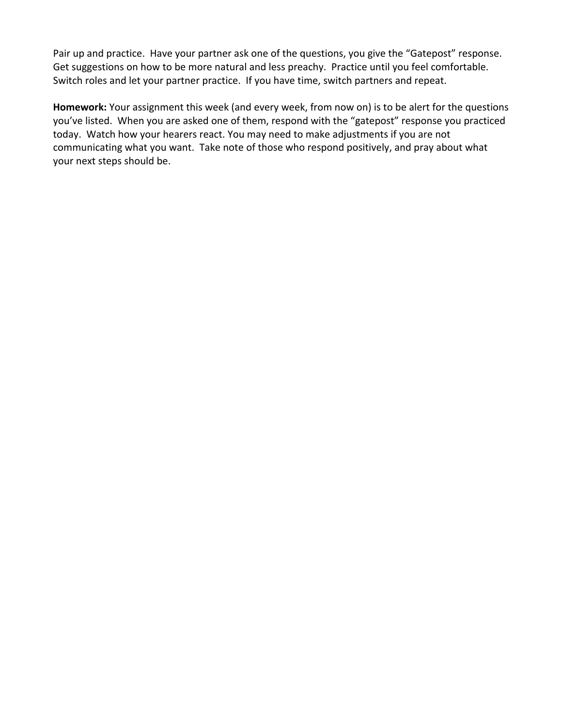Pair up and practice. Have your partner ask one of the questions, you give the "Gatepost" response. Get suggestions on how to be more natural and less preachy. Practice until you feel comfortable. Switch roles and let your partner practice. If you have time, switch partners and repeat.

**Homework:** Your assignment this week (and every week, from now on) is to be alert for the questions you've listed. When you are asked one of them, respond with the "gatepost" response you practiced today. Watch how your hearers react. You may need to make adjustments if you are not communicating what you want. Take note of those who respond positively, and pray about what your next steps should be.